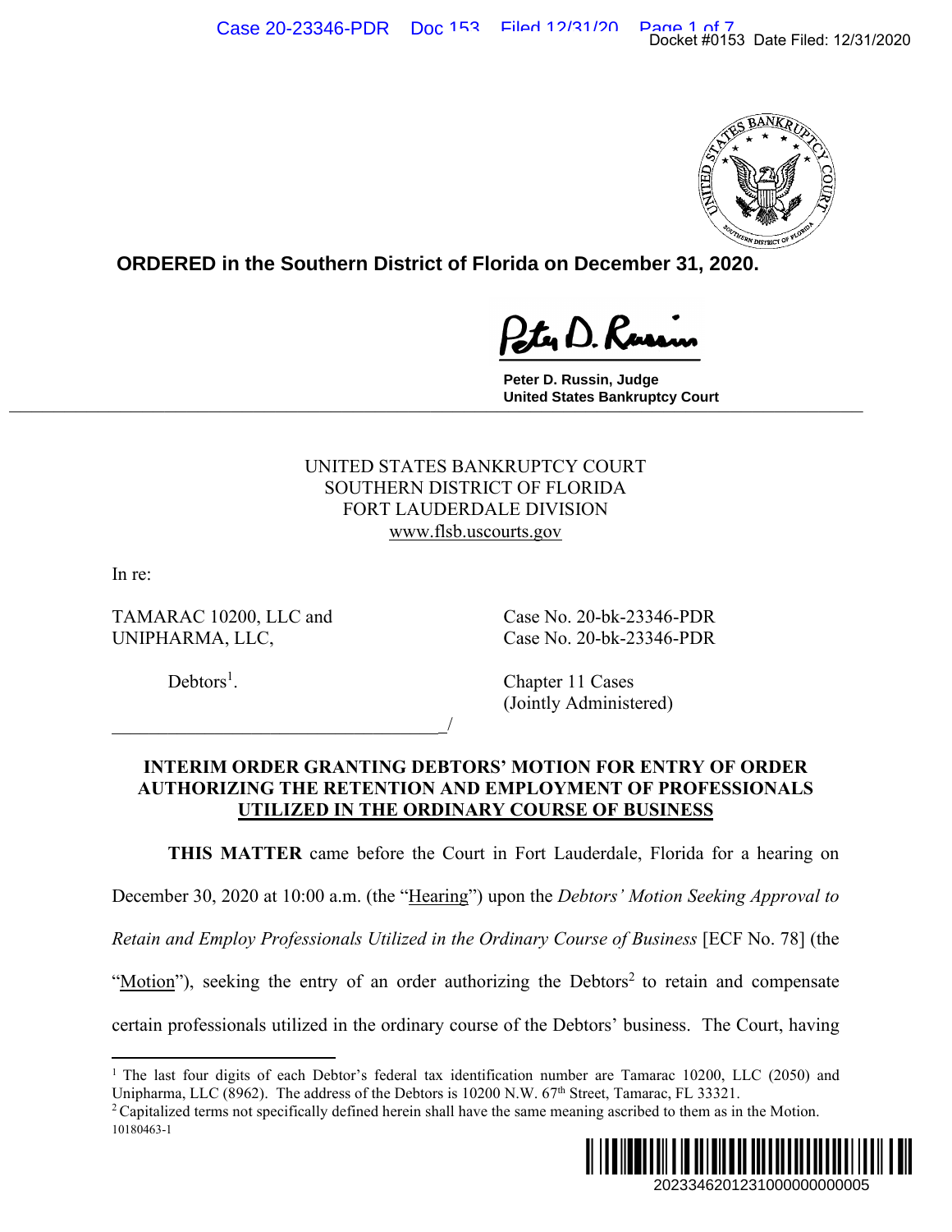**ORDERED in the Southern District of Florida on December 31, 2020.**

Peter D. Russin, Judge
United States Bankruptcy Court

UNITED STATES BANKRUPTCY COURT
SOUTHERN DISTRICT OF FLORIDA
FORT LAUDERDALE DIVISION
www.flsb.uscourts.gov

In re:

TAMARAC 10200, LLC and UNIPHARMA, LLC,

Debtors[1].

Case No. 20-bk-23346-PDR
Case No. 20-bk-23346-PDR

Chapter 11 Cases
(Jointly Administered)

_______________________________/

**INTERIM ORDER GRANTING DEBTORS' MOTION FOR ENTRY OF ORDER AUTHORIZING THE RETENTION AND EMPLOYMENT OF PROFESSIONALS UTILIZED IN THE ORDINARY COURSE OF BUSINESS**

**THIS MATTER** came before the Court in Fort Lauderdale, Florida for a hearing on December 30, 2020 at 10:00 a.m. (the "Hearing") upon the *Debtors' Motion Seeking Approval to Retain and Employ Professionals Utilized in the Ordinary Course of Business* [ECF No. 78] (the "Motion"), seeking the entry of an order authorizing the Debtors[2] to retain and compensate certain professionals utilized in the ordinary course of the Debtors' business. The Court, having

---

[1] The last four digits of each Debtor's federal tax identification number are Tamarac 10200, LLC (2050) and Unipharma, LLC (8962). The address of the Debtors is 10200 N.W. 67th Street, Tamarac, FL 33321.

[2] Capitalized terms not specifically defined herein shall have the same meaning ascribed to them as in the Motion.

10180463-1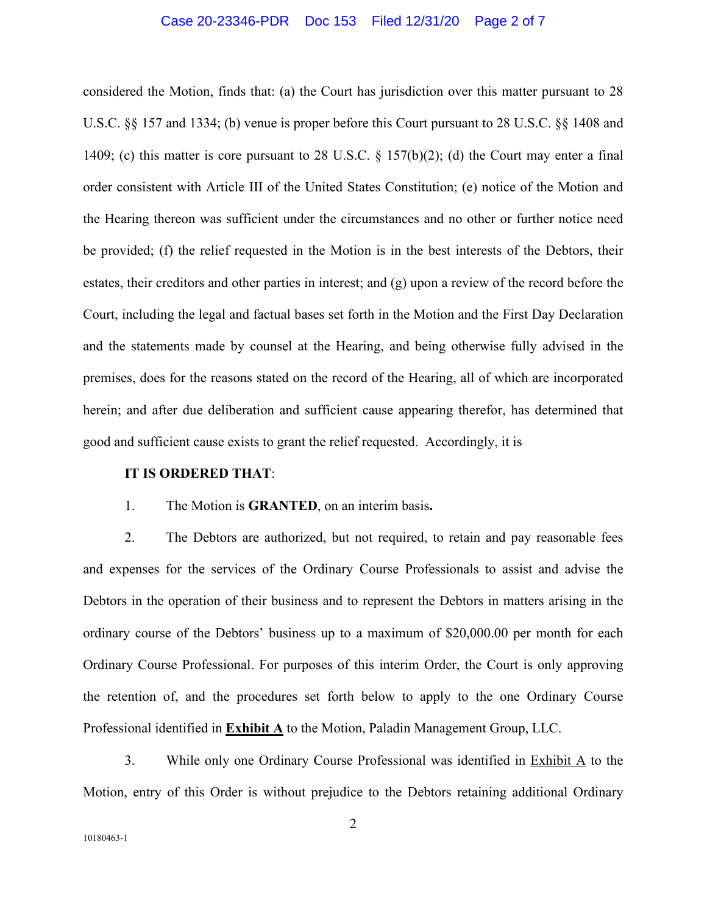considered the Motion, finds that: (a) the Court has jurisdiction over this matter pursuant to 28 U.S.C. §§ 157 and 1334; (b) venue is proper before this Court pursuant to 28 U.S.C. §§ 1408 and 1409; (c) this matter is core pursuant to 28 U.S.C. § 157(b)(2); (d) the Court may enter a final order consistent with Article III of the United States Constitution; (e) notice of the Motion and the Hearing thereon was sufficient under the circumstances and no other or further notice need be provided; (f) the relief requested in the Motion is in the best interests of the Debtors, their estates, their creditors and other parties in interest; and (g) upon a review of the record before the Court, including the legal and factual bases set forth in the Motion and the First Day Declaration and the statements made by counsel at the Hearing, and being otherwise fully advised in the premises, does for the reasons stated on the record of the Hearing, all of which are incorporated herein; and after due deliberation and sufficient cause appearing therefor, has determined that good and sufficient cause exists to grant the relief requested. Accordingly, it is

**IT IS ORDERED THAT**:

1. The Motion is **GRANTED**, on an interim basis**.**

2. The Debtors are authorized, but not required, to retain and pay reasonable fees and expenses for the services of the Ordinary Course Professionals to assist and advise the Debtors in the operation of their business and to represent the Debtors in matters arising in the ordinary course of the Debtors' business up to a maximum of $20,000.00 per month for each Ordinary Course Professional. For purposes of this interim Order, the Court is only approving the retention of, and the procedures set forth below to apply to the one Ordinary Course Professional identified in **Exhibit A** to the Motion, Paladin Management Group, LLC.

3. While only one Ordinary Course Professional was identified in Exhibit A to the Motion, entry of this Order is without prejudice to the Debtors retaining additional Ordinary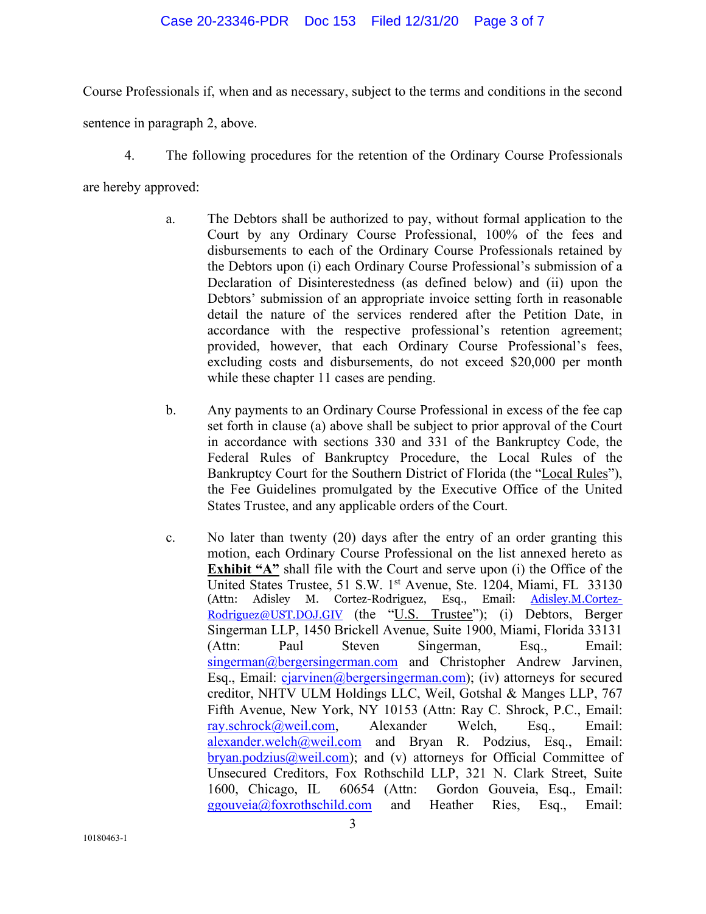Course Professionals if, when and as necessary, subject to the terms and conditions in the second sentence in paragraph 2, above.

4. The following procedures for the retention of the Ordinary Course Professionals are hereby approved:

a. The Debtors shall be authorized to pay, without formal application to the Court by any Ordinary Course Professional, 100% of the fees and disbursements to each of the Ordinary Course Professionals retained by the Debtors upon (i) each Ordinary Course Professional's submission of a Declaration of Disinterestedness (as defined below) and (ii) upon the Debtors' submission of an appropriate invoice setting forth in reasonable detail the nature of the services rendered after the Petition Date, in accordance with the respective professional's retention agreement; provided, however, that each Ordinary Course Professional's fees, excluding costs and disbursements, do not exceed $20,000 per month while these chapter 11 cases are pending.

b. Any payments to an Ordinary Course Professional in excess of the fee cap set forth in clause (a) above shall be subject to prior approval of the Court in accordance with sections 330 and 331 of the Bankruptcy Code, the Federal Rules of Bankruptcy Procedure, the Local Rules of the Bankruptcy Court for the Southern District of Florida (the "Local Rules"), the Fee Guidelines promulgated by the Executive Office of the United States Trustee, and any applicable orders of the Court.

c. No later than twenty (20) days after the entry of an order granting this motion, each Ordinary Course Professional on the list annexed hereto as **Exhibit "A"** shall file with the Court and serve upon (i) the Office of the United States Trustee, 51 S.W. 1st Avenue, Ste. 1204, Miami, FL 33130 (Attn: Adisley M. Cortez-Rodriguez, Esq., Email: Adisley.M.Cortez-Rodriguez@UST.DOJ.GIV (the "U.S. Trustee"); (i) Debtors, Berger Singerman LLP, 1450 Brickell Avenue, Suite 1900, Miami, Florida 33131 (Attn: Paul Steven Singerman, Esq., Email: singerman@bergersingerman.com and Christopher Andrew Jarvinen, Esq., Email: cjarvinen@bergersingerman.com); (iv) attorneys for secured creditor, NHTV ULM Holdings LLC, Weil, Gotshal & Manges LLP, 767 Fifth Avenue, New York, NY 10153 (Attn: Ray C. Shrock, P.C., Email: ray.schrock@weil.com, Alexander Welch, Esq., Email: alexander.welch@weil.com and Bryan R. Podzius, Esq., Email: bryan.podzius@weil.com); and (v) attorneys for Official Committee of Unsecured Creditors, Fox Rothschild LLP, 321 N. Clark Street, Suite 1600, Chicago, IL 60654 (Attn: Gordon Gouveia, Esq., Email: ggouveia@foxrothschild.com and Heather Ries, Esq., Email:

10180463-1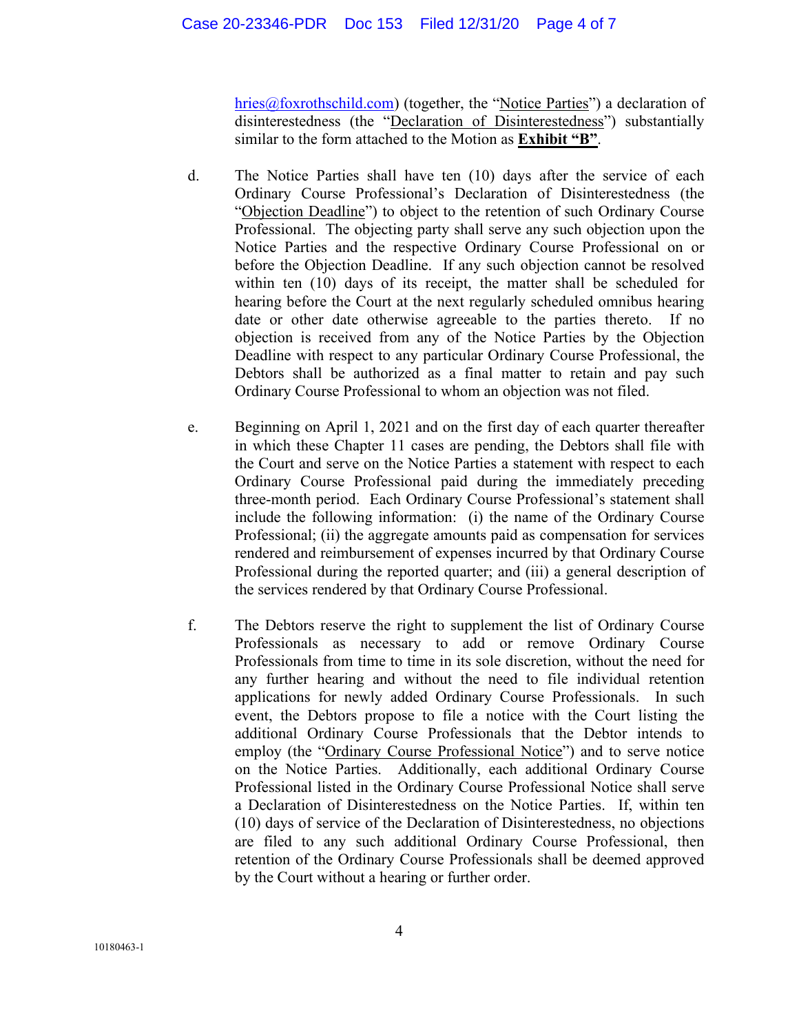hries@foxrothschild.com) (together, the "Notice Parties") a declaration of disinterestedness (the "Declaration of Disinterestedness") substantially similar to the form attached to the Motion as **Exhibit "B"**.

d. The Notice Parties shall have ten (10) days after the service of each Ordinary Course Professional's Declaration of Disinterestedness (the "Objection Deadline") to object to the retention of such Ordinary Course Professional. The objecting party shall serve any such objection upon the Notice Parties and the respective Ordinary Course Professional on or before the Objection Deadline. If any such objection cannot be resolved within ten (10) days of its receipt, the matter shall be scheduled for hearing before the Court at the next regularly scheduled omnibus hearing date or other date otherwise agreeable to the parties thereto. If no objection is received from any of the Notice Parties by the Objection Deadline with respect to any particular Ordinary Course Professional, the Debtors shall be authorized as a final matter to retain and pay such Ordinary Course Professional to whom an objection was not filed.

e. Beginning on April 1, 2021 and on the first day of each quarter thereafter in which these Chapter 11 cases are pending, the Debtors shall file with the Court and serve on the Notice Parties a statement with respect to each Ordinary Course Professional paid during the immediately preceding three-month period. Each Ordinary Course Professional's statement shall include the following information: (i) the name of the Ordinary Course Professional; (ii) the aggregate amounts paid as compensation for services rendered and reimbursement of expenses incurred by that Ordinary Course Professional during the reported quarter; and (iii) a general description of the services rendered by that Ordinary Course Professional.

f. The Debtors reserve the right to supplement the list of Ordinary Course Professionals as necessary to add or remove Ordinary Course Professionals from time to time in its sole discretion, without the need for any further hearing and without the need to file individual retention applications for newly added Ordinary Course Professionals. In such event, the Debtors propose to file a notice with the Court listing the additional Ordinary Course Professionals that the Debtor intends to employ (the "Ordinary Course Professional Notice") and to serve notice on the Notice Parties. Additionally, each additional Ordinary Course Professional listed in the Ordinary Course Professional Notice shall serve a Declaration of Disinterestedness on the Notice Parties. If, within ten (10) days of service of the Declaration of Disinterestedness, no objections are filed to any such additional Ordinary Course Professional, then retention of the Ordinary Course Professionals shall be deemed approved by the Court without a hearing or further order.

10180463-1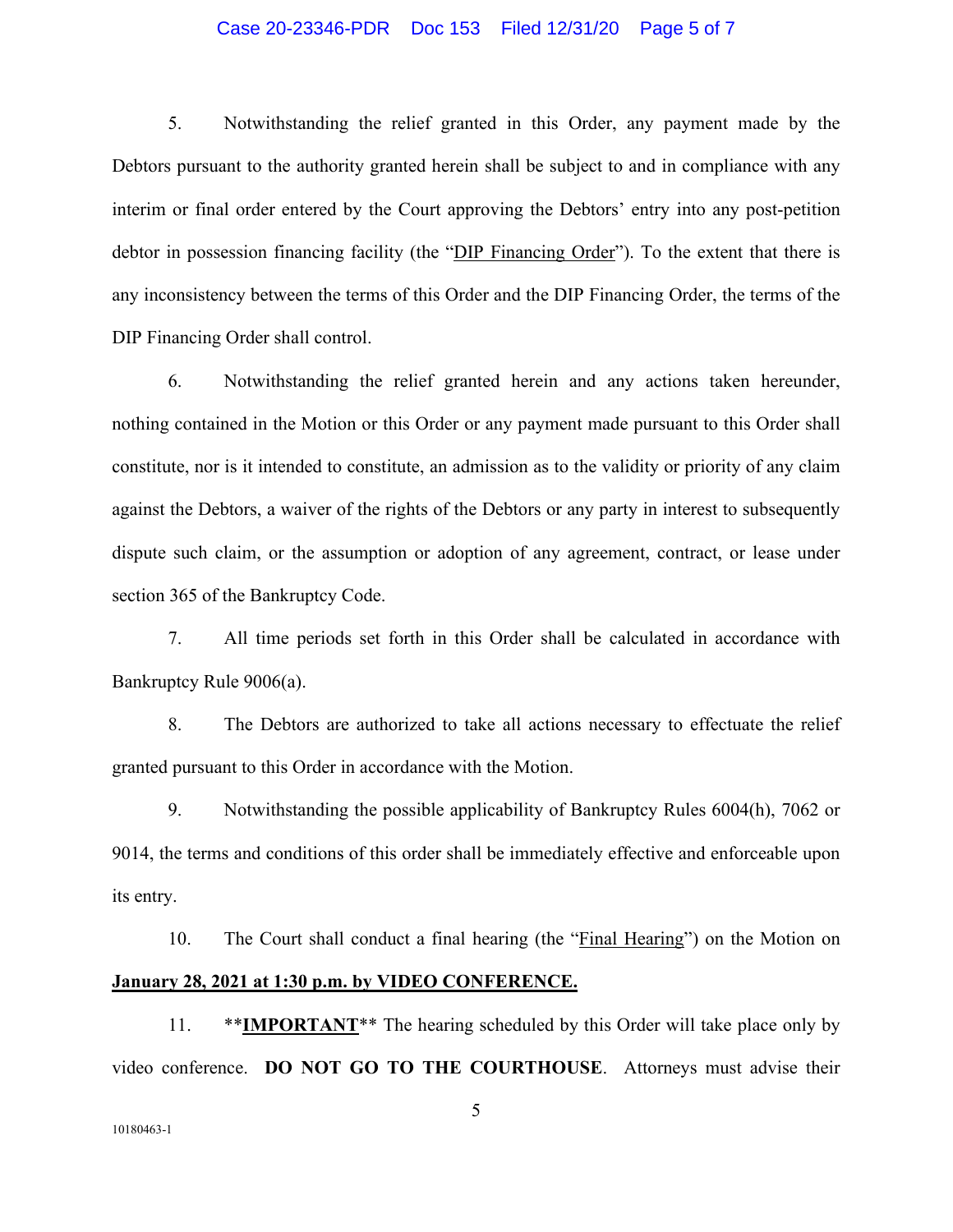5. Notwithstanding the relief granted in this Order, any payment made by the Debtors pursuant to the authority granted herein shall be subject to and in compliance with any interim or final order entered by the Court approving the Debtors' entry into any post-petition debtor in possession financing facility (the "DIP Financing Order"). To the extent that there is any inconsistency between the terms of this Order and the DIP Financing Order, the terms of the DIP Financing Order shall control.

6. Notwithstanding the relief granted herein and any actions taken hereunder, nothing contained in the Motion or this Order or any payment made pursuant to this Order shall constitute, nor is it intended to constitute, an admission as to the validity or priority of any claim against the Debtors, a waiver of the rights of the Debtors or any party in interest to subsequently dispute such claim, or the assumption or adoption of any agreement, contract, or lease under section 365 of the Bankruptcy Code.

7. All time periods set forth in this Order shall be calculated in accordance with Bankruptcy Rule 9006(a).

8. The Debtors are authorized to take all actions necessary to effectuate the relief granted pursuant to this Order in accordance with the Motion.

9. Notwithstanding the possible applicability of Bankruptcy Rules 6004(h), 7062 or 9014, the terms and conditions of this order shall be immediately effective and enforceable upon its entry.

10. The Court shall conduct a final hearing (the "Final Hearing") on the Motion on **January 28, 2021 at 1:30 p.m. by VIDEO CONFERENCE.**

11. ****IMPORTANT**** The hearing scheduled by this Order will take place only by video conference. **DO NOT GO TO THE COURTHOUSE**. Attorneys must advise their

10180463-1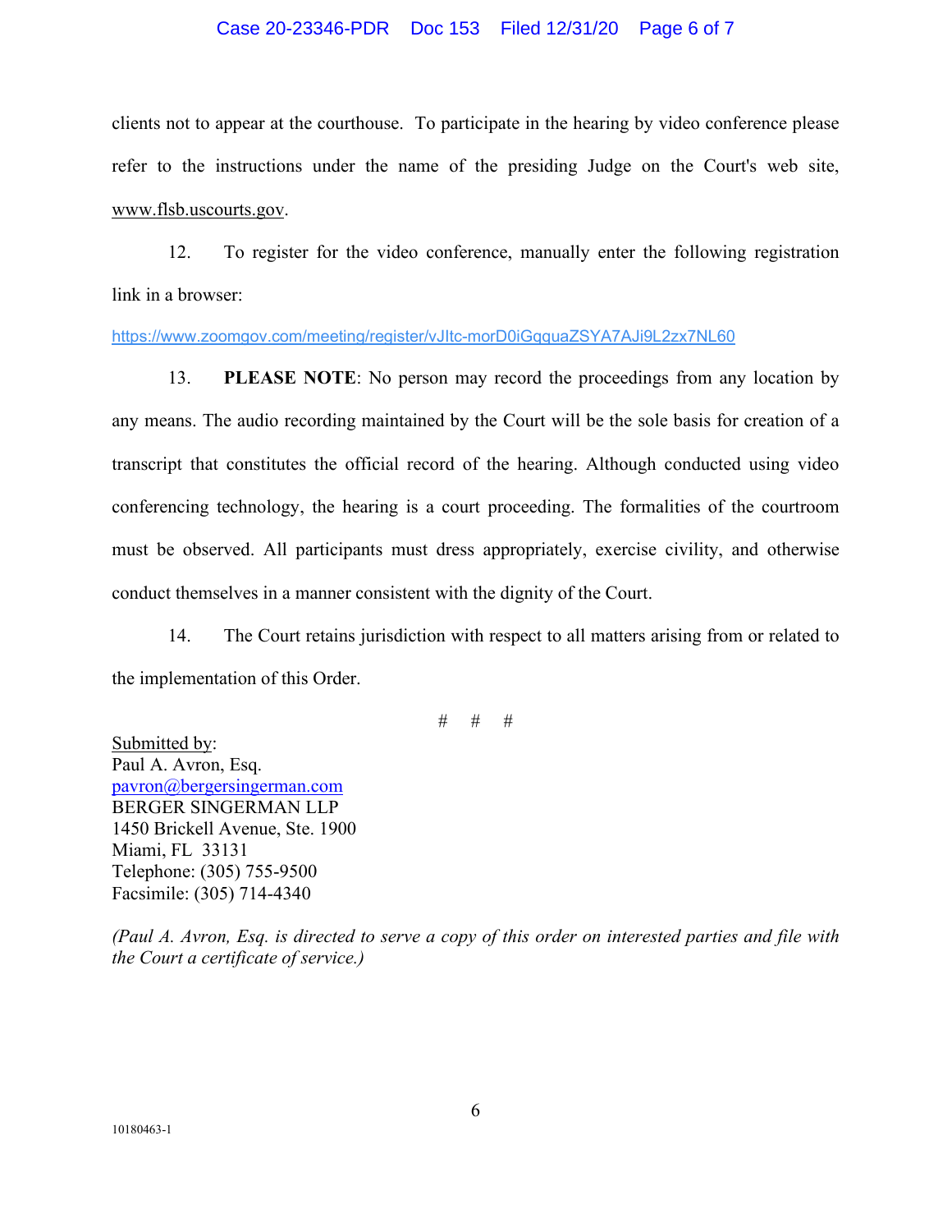clients not to appear at the courthouse. To participate in the hearing by video conference please refer to the instructions under the name of the presiding Judge on the Court's web site, www.flsb.uscourts.gov.

12. To register for the video conference, manually enter the following registration link in a browser:

https://www.zoomgov.com/meeting/register/vJItc-morD0iGqquaZSYA7AJi9L2zx7NL60

13. **PLEASE NOTE**: No person may record the proceedings from any location by any means. The audio recording maintained by the Court will be the sole basis for creation of a transcript that constitutes the official record of the hearing. Although conducted using video conferencing technology, the hearing is a court proceeding. The formalities of the courtroom must be observed. All participants must dress appropriately, exercise civility, and otherwise conduct themselves in a manner consistent with the dignity of the Court.

14. The Court retains jurisdiction with respect to all matters arising from or related to the implementation of this Order.

# # #

Submitted by:
Paul A. Avron, Esq.
pavron@bergersingerman.com
BERGER SINGERMAN LLP
1450 Brickell Avenue, Ste. 1900
Miami, FL 33131
Telephone: (305) 755-9500
Facsimile: (305) 714-4340

*(Paul A. Avron, Esq. is directed to serve a copy of this order on interested parties and file with the Court a certificate of service.)*

10180463-1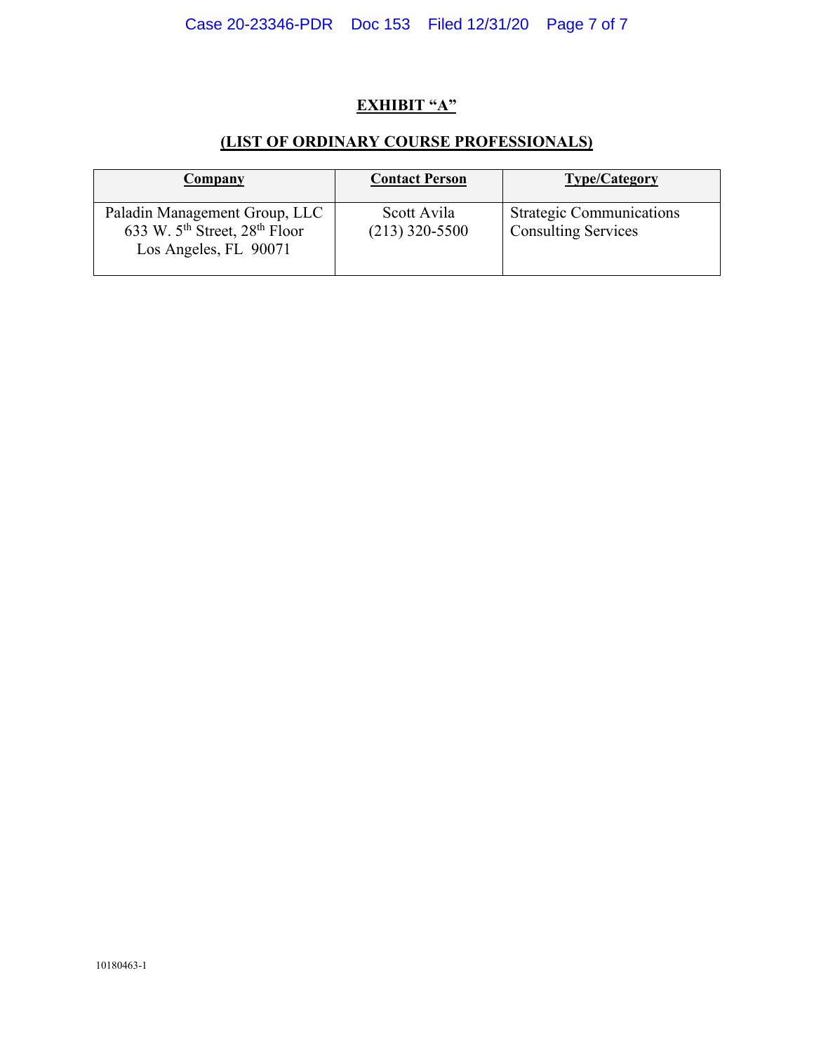## EXHIBIT "A"

## (LIST OF ORDINARY COURSE PROFESSIONALS)

| Company | Contact Person | Type/Category |
|---|---|---|
| Paladin Management Group, LLC<br>633 W. 5th Street, 28th Floor<br>Los Angeles, FL 90071 | Scott Avila<br>(213) 320-5500 | Strategic Communications Consulting Services |

10180463-1